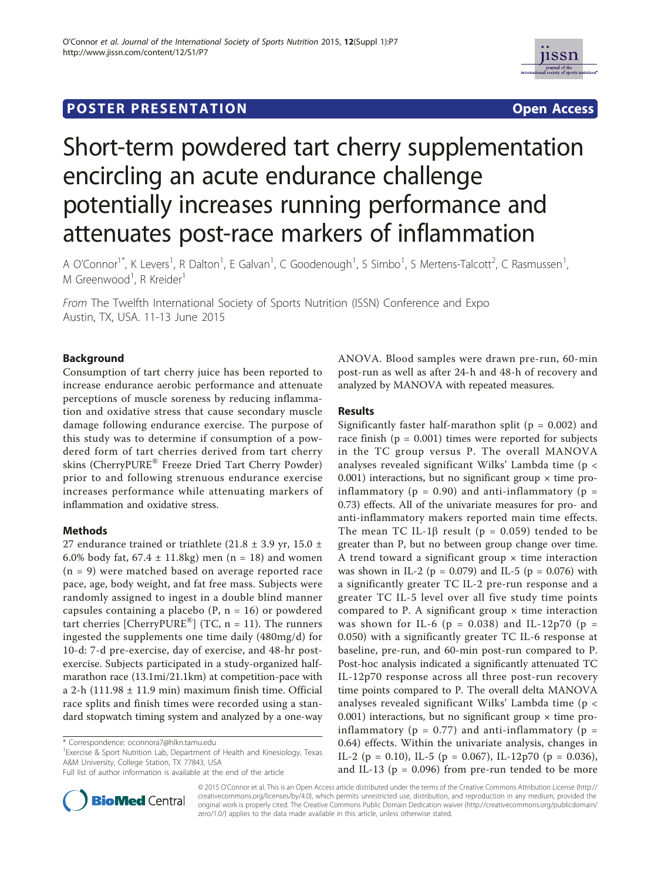**POSTER PRESENTATION** **Open Access**

# Short-term powdered tart cherry supplementation encircling an acute endurance challenge potentially increases running performance and attenuates post-race markers of inflammation

A O'Connor[1*], K Levers[1], R Dalton[1], E Galvan[1], C Goodenough[1], S Simbo[1], S Mertens-Talcott[2], C Rasmussen[1], M Greenwood[1], R Kreider[1]

*From* The Twelfth International Society of Sports Nutrition (ISSN) Conference and Expo
Austin, TX, USA. 11-13 June 2015

## Background

Consumption of tart cherry juice has been reported to increase endurance aerobic performance and attenuate perceptions of muscle soreness by reducing inflammation and oxidative stress that cause secondary muscle damage following endurance exercise. The purpose of this study was to determine if consumption of a powdered form of tart cherries derived from tart cherry skins (CherryPURE® Freeze Dried Tart Cherry Powder) prior to and following strenuous endurance exercise increases performance while attenuating markers of inflammation and oxidative stress.

## Methods

27 endurance trained or triathlete (21.8 ± 3.9 yr, 15.0 ± 6.0% body fat, 67.4 ± 11.8kg) men (n = 18) and women (n = 9) were matched based on average reported race pace, age, body weight, and fat free mass. Subjects were randomly assigned to ingest in a double blind manner capsules containing a placebo (P, n = 16) or powdered tart cherries [CherryPURE®] (TC, n = 11). The runners ingested the supplements one time daily (480mg/d) for 10-d: 7-d pre-exercise, day of exercise, and 48-hr post-exercise. Subjects participated in a study-organized half-marathon race (13.1mi/21.1km) at competition-pace with a 2-h (111.98 ± 11.9 min) maximum finish time. Official race splits and finish times were recorded using a standard stopwatch timing system and analyzed by a one-way ANOVA. Blood samples were drawn pre-run, 60-min post-run as well as after 24-h and 48-h of recovery and analyzed by MANOVA with repeated measures.

## Results

Significantly faster half-marathon split (p = 0.002) and race finish (p = 0.001) times were reported for subjects in the TC group versus P. The overall MANOVA analyses revealed significant Wilks' Lambda time (p < 0.001) interactions, but no significant group × time pro-inflammatory (p = 0.90) and anti-inflammatory (p = 0.73) effects. All of the univariate measures for pro- and anti-inflammatory makers reported main time effects. The mean TC IL-1β result (p = 0.059) tended to be greater than P, but no between group change over time. A trend toward a significant group × time interaction was shown in IL-2 (p = 0.079) and IL-5 (p = 0.076) with a significantly greater TC IL-2 pre-run response and a greater TC IL-5 level over all five study time points compared to P. A significant group × time interaction was shown for IL-6 (p = 0.038) and IL-12p70 (p = 0.050) with a significantly greater TC IL-6 response at baseline, pre-run, and 60-min post-run compared to P. Post-hoc analysis indicated a significantly attenuated TC IL-12p70 response across all three post-run recovery time points compared to P. The overall delta MANOVA analyses revealed significant Wilks' Lambda time (p < 0.001) interactions, but no significant group × time pro-inflammatory (p = 0.77) and anti-inflammatory (p = 0.64) effects. Within the univariate analysis, changes in IL-2 (p = 0.10), IL-5 (p = 0.067), IL-12p70 (p = 0.036), and IL-13 (p = 0.096) from pre-run tended to be more

\* Correspondence: oconnora7@hlkn.tamu.edu
[1]Exercise & Sport Nutrition Lab, Department of Health and Kinesiology, Texas A&M University, College Station, TX 77843, USA
Full list of author information is available at the end of the article

© 2015 O'Connor et al. This is an Open Access article distributed under the terms of the Creative Commons Attribution License (http://creativecommons.org/licenses/by/4.0), which permits unrestricted use, distribution, and reproduction in any medium, provided the original work is properly cited. The Creative Commons Public Domain Dedication waiver (http://creativecommons.org/publicdomain/zero/1.0/) applies to the data made available in this article, unless otherwise stated.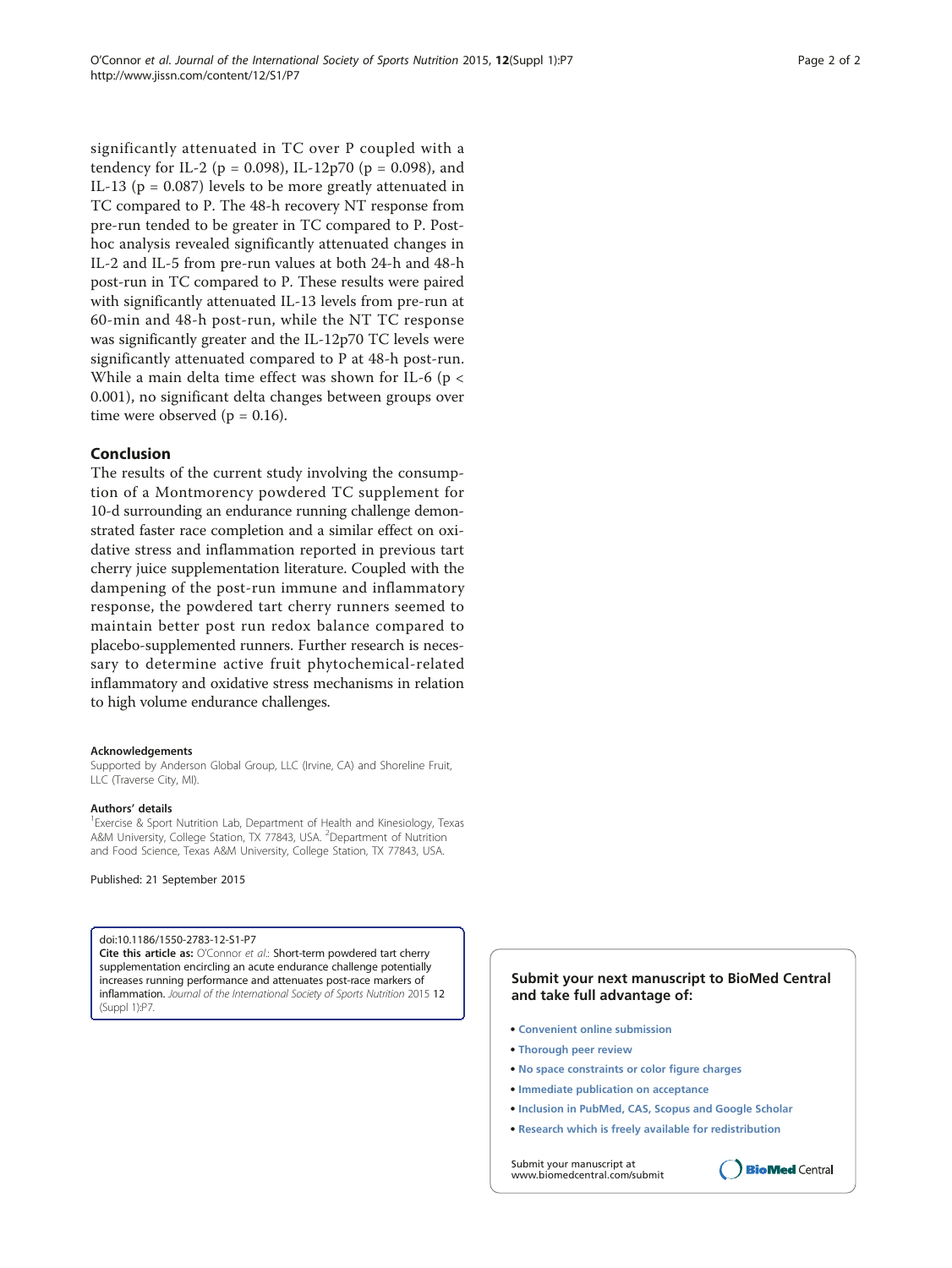significantly attenuated in TC over P coupled with a tendency for IL-2 ($p = 0.098$), IL-12p70 ($p = 0.098$), and IL-13 ($p = 0.087$) levels to be more greatly attenuated in TC compared to P. The 48-h recovery NT response from pre-run tended to be greater in TC compared to P. Post-hoc analysis revealed significantly attenuated changes in IL-2 and IL-5 from pre-run values at both 24-h and 48-h post-run in TC compared to P. These results were paired with significantly attenuated IL-13 levels from pre-run at 60-min and 48-h post-run, while the NT TC response was significantly greater and the IL-12p70 TC levels were significantly attenuated compared to P at 48-h post-run. While a main delta time effect was shown for IL-6 ($p < 0.001$), no significant delta changes between groups over time were observed ($p = 0.16$).

## Conclusion

The results of the current study involving the consumption of a Montmorency powdered TC supplement for 10-d surrounding an endurance running challenge demonstrated faster race completion and a similar effect on oxidative stress and inflammation reported in previous tart cherry juice supplementation literature. Coupled with the dampening of the post-run immune and inflammatory response, the powdered tart cherry runners seemed to maintain better post run redox balance compared to placebo-supplemented runners. Further research is necessary to determine active fruit phytochemical-related inflammatory and oxidative stress mechanisms in relation to high volume endurance challenges.

#### Acknowledgements

Supported by Anderson Global Group, LLC (Irvine, CA) and Shoreline Fruit, LLC (Traverse City, MI).

#### Authors' details

[1]Exercise & Sport Nutrition Lab, Department of Health and Kinesiology, Texas A&M University, College Station, TX 77843, USA. [2]Department of Nutrition and Food Science, Texas A&M University, College Station, TX 77843, USA.

Published: 21 September 2015

doi:10.1186/1550-2783-12-S1-P7

**Cite this article as:** O'Connor *et al.*: Short-term powdered tart cherry supplementation encircling an acute endurance challenge potentially increases running performance and attenuates post-race markers of inflammation. *Journal of the International Society of Sports Nutrition* 2015 12 (Suppl 1):P7.

**Submit your next manuscript to BioMed Central and take full advantage of:**

- Convenient online submission
- Thorough peer review
- No space constraints or color figure charges
- Immediate publication on acceptance
- Inclusion in PubMed, CAS, Scopus and Google Scholar
- Research which is freely available for redistribution

Submit your manuscript at www.biomedcentral.com/submit

BioMed Central